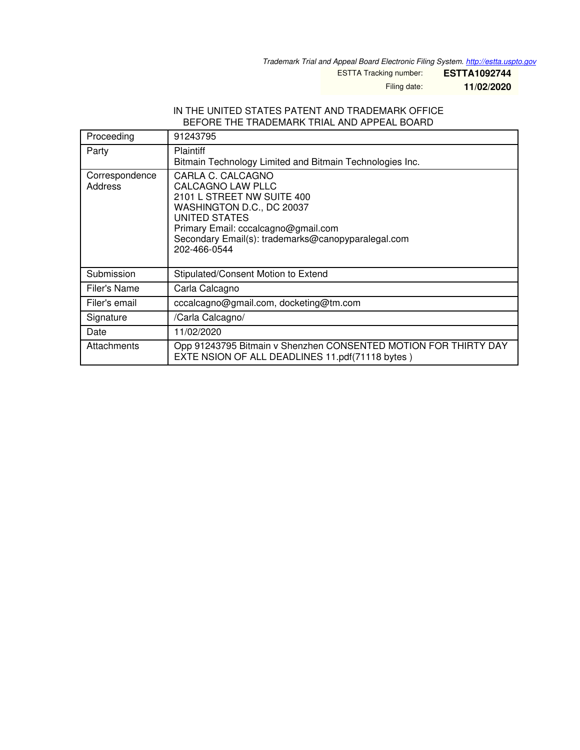*Trademark Trial and Appeal Board Electronic Filing System. http://estta.uspto.gov*

| ESTTA Tracking number: | **ESTTA1092744** |
|---|---|
| Filing date: | **11/02/2020** |

IN THE UNITED STATES PATENT AND TRADEMARK OFFICE
BEFORE THE TRADEMARK TRIAL AND APPEAL BOARD

| Proceeding | 91243795 |
|---|---|
| Party | Plaintiff<br>Bitmain Technology Limited and Bitmain Technologies Inc. |
| Correspondence Address | CARLA C. CALCAGNO<br>CALCAGNO LAW PLLC<br>2101 L STREET NW SUITE 400<br>WASHINGTON D.C., DC 20037<br>UNITED STATES<br>Primary Email: cccalcagno@gmail.com<br>Secondary Email(s): trademarks@canopyparalegal.com<br>202-466-0544 |
| Submission | Stipulated/Consent Motion to Extend |
| Filer's Name | Carla Calcagno |
| Filer's email | cccalcagno@gmail.com, docketing@tm.com |
| Signature | /Carla Calcagno/ |
| Date | 11/02/2020 |
| Attachments | Opp 91243795 Bitmain v Shenzhen CONSENTED MOTION FOR THIRTY DAY EXTE NSION OF ALL DEADLINES 11.pdf(71118 bytes ) |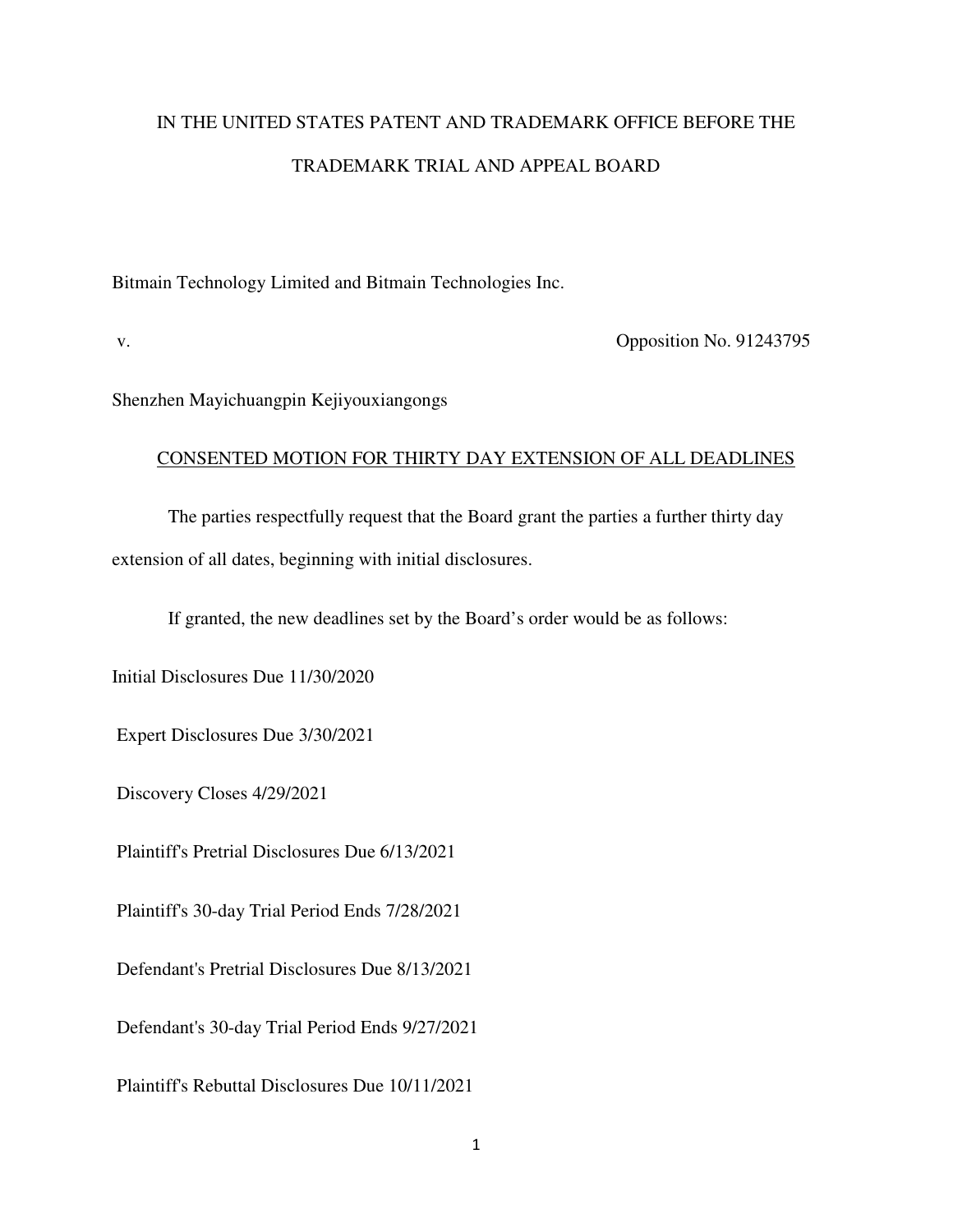IN THE UNITED STATES PATENT AND TRADEMARK OFFICE BEFORE THE TRADEMARK TRIAL AND APPEAL BOARD

Bitmain Technology Limited and Bitmain Technologies Inc.

v. Opposition No. 91243795

Shenzhen Mayichuangpin Kejiyouxiangongs

CONSENTED MOTION FOR THIRTY DAY EXTENSION OF ALL DEADLINES

The parties respectfully request that the Board grant the parties a further thirty day extension of all dates, beginning with initial disclosures.

If granted, the new deadlines set by the Board's order would be as follows:

Initial Disclosures Due 11/30/2020

Expert Disclosures Due 3/30/2021

Discovery Closes 4/29/2021

Plaintiff's Pretrial Disclosures Due 6/13/2021

Plaintiff's 30-day Trial Period Ends 7/28/2021

Defendant's Pretrial Disclosures Due 8/13/2021

Defendant's 30-day Trial Period Ends 9/27/2021

Plaintiff's Rebuttal Disclosures Due 10/11/2021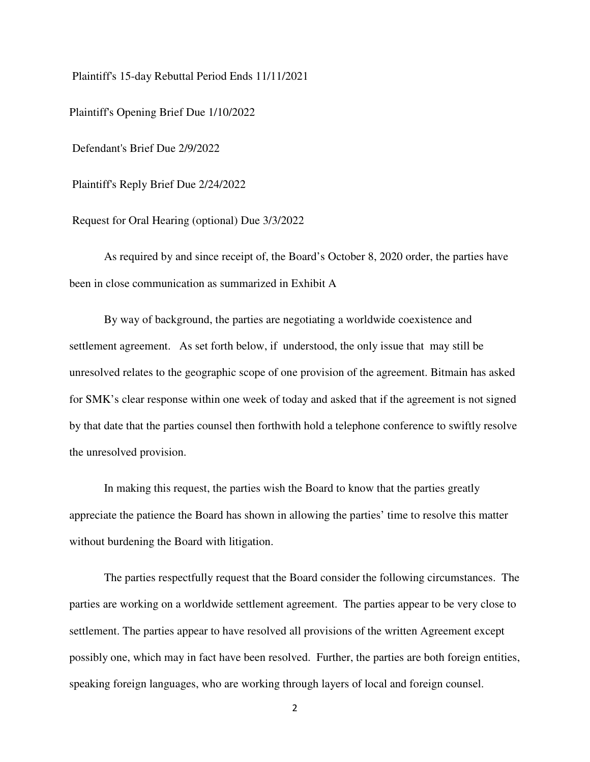Plaintiff's 15-day Rebuttal Period Ends 11/11/2021

Plaintiff's Opening Brief Due 1/10/2022

Defendant's Brief Due 2/9/2022

Plaintiff's Reply Brief Due 2/24/2022

Request for Oral Hearing (optional) Due 3/3/2022

As required by and since receipt of, the Board's October 8, 2020 order, the parties have been in close communication as summarized in Exhibit A

By way of background, the parties are negotiating a worldwide coexistence and settlement agreement. As set forth below, if understood, the only issue that may still be unresolved relates to the geographic scope of one provision of the agreement. Bitmain has asked for SMK's clear response within one week of today and asked that if the agreement is not signed by that date that the parties counsel then forthwith hold a telephone conference to swiftly resolve the unresolved provision.

In making this request, the parties wish the Board to know that the parties greatly appreciate the patience the Board has shown in allowing the parties' time to resolve this matter without burdening the Board with litigation.

The parties respectfully request that the Board consider the following circumstances. The parties are working on a worldwide settlement agreement. The parties appear to be very close to settlement. The parties appear to have resolved all provisions of the written Agreement except possibly one, which may in fact have been resolved. Further, the parties are both foreign entities, speaking foreign languages, who are working through layers of local and foreign counsel.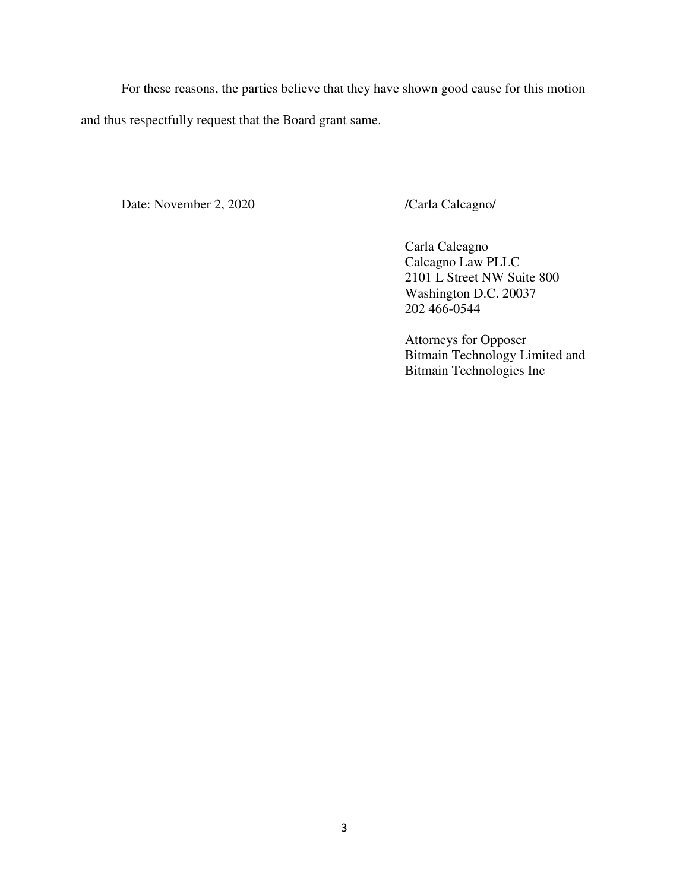For these reasons, the parties believe that they have shown good cause for this motion and thus respectfully request that the Board grant same.

Date: November 2, 2020

/Carla Calcagno/

Carla Calcagno
Calcagno Law PLLC
2101 L Street NW Suite 800
Washington D.C. 20037
202 466-0544

Attorneys for Opposer
Bitmain Technology Limited and
Bitmain Technologies Inc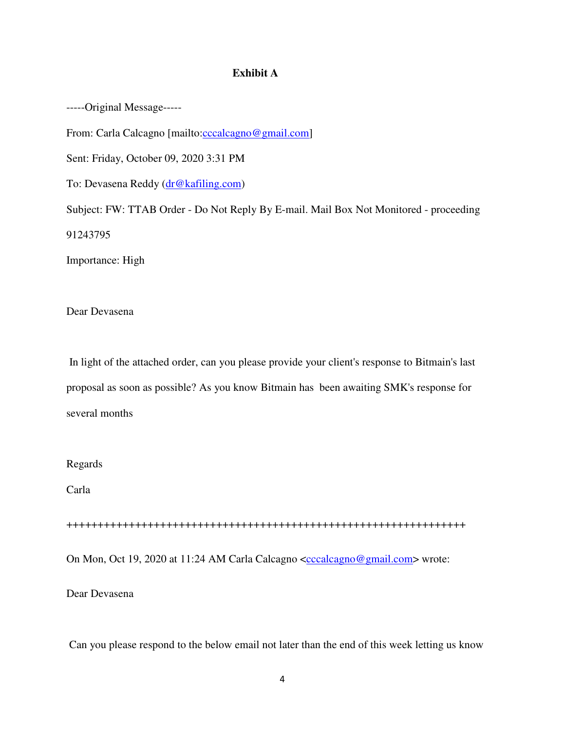**Exhibit A**

-----Original Message-----

From: Carla Calcagno [mailto:cccalcagno@gmail.com]

Sent: Friday, October 09, 2020 3:31 PM

To: Devasena Reddy (dr@kafiling.com)

Subject: FW: TTAB Order - Do Not Reply By E-mail. Mail Box Not Monitored - proceeding 91243795

Importance: High

Dear Devasena

In light of the attached order, can you please provide your client's response to Bitmain's last proposal as soon as possible? As you know Bitmain has been awaiting SMK's response for several months

Regards

Carla

+++++++++++++++++++++++++++++++++++++++++++++++++++++++++++++++++++

On Mon, Oct 19, 2020 at 11:24 AM Carla Calcagno <cccalcagno@gmail.com> wrote:

Dear Devasena

Can you please respond to the below email not later than the end of this week letting us know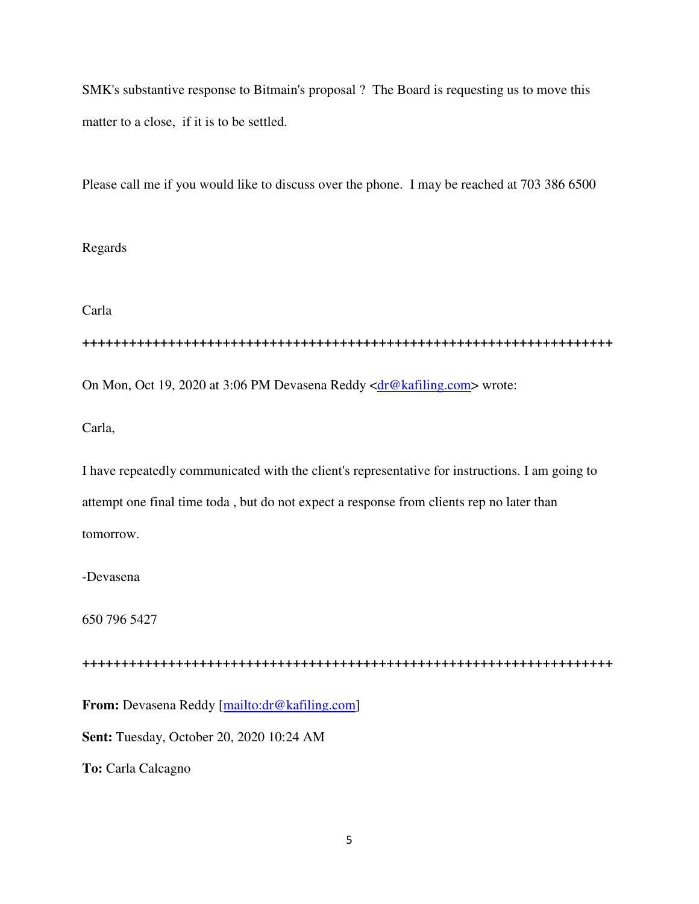SMK's substantive response to Bitmain's proposal ? The Board is requesting us to move this matter to a close, if it is to be settled.

Please call me if you would like to discuss over the phone. I may be reached at 703 386 6500

Regards

Carla

**++++++++++++++++++++++++++++++++++++++++++++++++++++++++++++++++++++++**

On Mon, Oct 19, 2020 at 3:06 PM Devasena Reddy <[dr@kafiling.com](mailto:dr@kafiling.com)> wrote:

Carla,

I have repeatedly communicated with the client's representative for instructions. I am going to attempt one final time toda , but do not expect a response from clients rep no later than tomorrow.

-Devasena

650 796 5427

**++++++++++++++++++++++++++++++++++++++++++++++++++++++++++++++++++++++**

**From:** Devasena Reddy [[mailto:dr@kafiling.com](mailto:dr@kafiling.com)]

**Sent:** Tuesday, October 20, 2020 10:24 AM

**To:** Carla Calcagno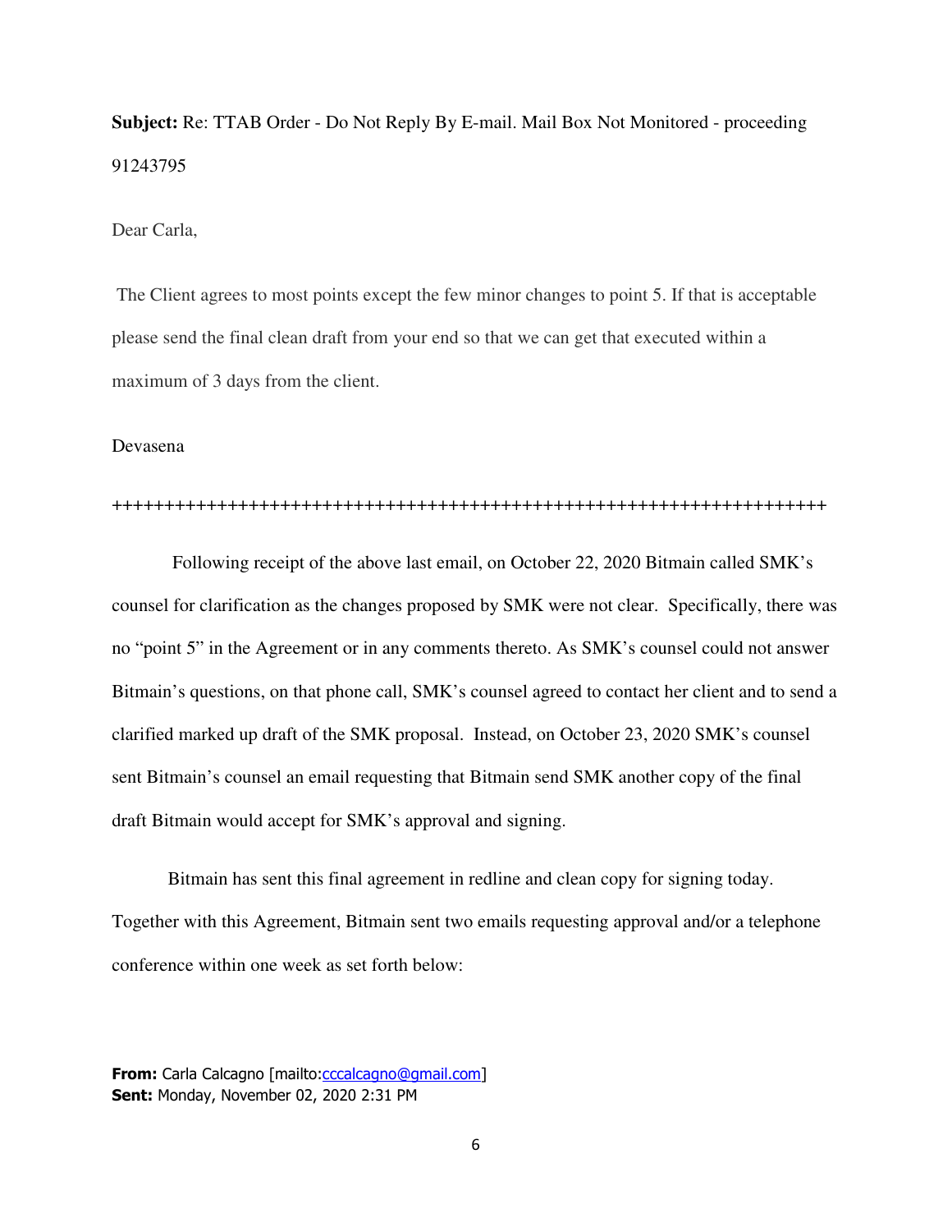**Subject:** Re: TTAB Order - Do Not Reply By E-mail. Mail Box Not Monitored - proceeding 91243795

Dear Carla,

The Client agrees to most points except the few minor changes to point 5. If that is acceptable please send the final clean draft from your end so that we can get that executed within a maximum of 3 days from the client.

Devasena

++++++++++++++++++++++++++++++++++++++++++++++++++++++++++++++++++++++++

Following receipt of the above last email, on October 22, 2020 Bitmain called SMK's counsel for clarification as the changes proposed by SMK were not clear. Specifically, there was no "point 5" in the Agreement or in any comments thereto. As SMK's counsel could not answer Bitmain's questions, on that phone call, SMK's counsel agreed to contact her client and to send a clarified marked up draft of the SMK proposal. Instead, on October 23, 2020 SMK's counsel sent Bitmain's counsel an email requesting that Bitmain send SMK another copy of the final draft Bitmain would accept for SMK's approval and signing.

Bitmain has sent this final agreement in redline and clean copy for signing today. Together with this Agreement, Bitmain sent two emails requesting approval and/or a telephone conference within one week as set forth below:

**From:** Carla Calcagno [mailto:cccalcagno@gmail.com]
**Sent:** Monday, November 02, 2020 2:31 PM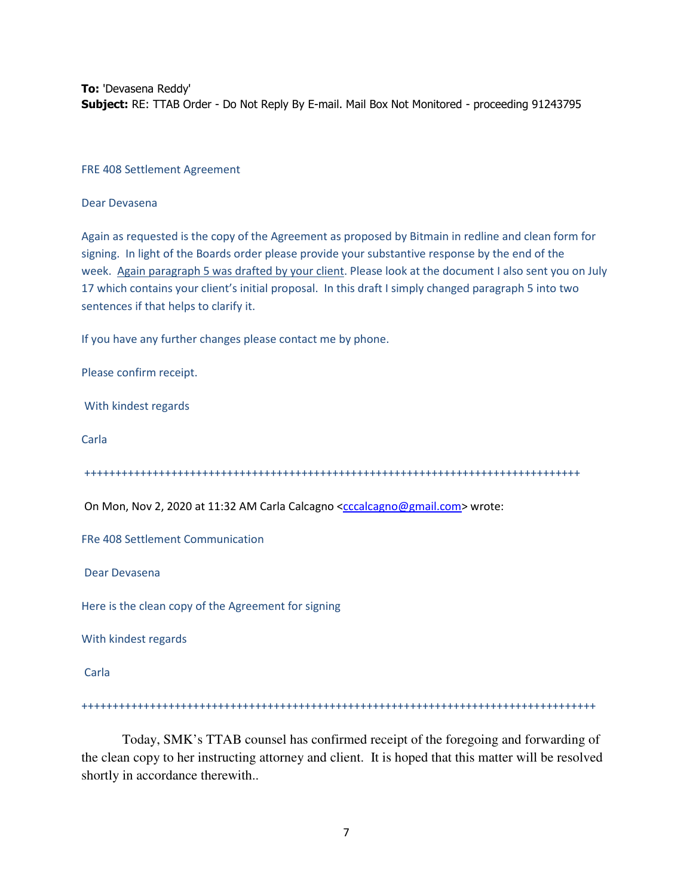**To:** 'Devasena Reddy'
**Subject:** RE: TTAB Order - Do Not Reply By E-mail. Mail Box Not Monitored - proceeding 91243795

FRE 408 Settlement Agreement

Dear Devasena

Again as requested is the copy of the Agreement as proposed by Bitmain in redline and clean form for signing. In light of the Boards order please provide your substantive response by the end of the week. Again paragraph 5 was drafted by your client. Please look at the document I also sent you on July 17 which contains your client's initial proposal. In this draft I simply changed paragraph 5 into two sentences if that helps to clarify it.

If you have any further changes please contact me by phone.

Please confirm receipt.

With kindest regards

Carla

++++++++++++++++++++++++++++++++++++++++++++++++++++++++++++++++++++++++++++++++++++

On Mon, Nov 2, 2020 at 11:32 AM Carla Calcagno <cccalcagno@gmail.com> wrote:

FRe 408 Settlement Communication

Dear Devasena

Here is the clean copy of the Agreement for signing

With kindest regards

Carla

++++++++++++++++++++++++++++++++++++++++++++++++++++++++++++++++++++++++++++++++++++++

Today, SMK's TTAB counsel has confirmed receipt of the foregoing and forwarding of the clean copy to her instructing attorney and client. It is hoped that this matter will be resolved shortly in accordance therewith..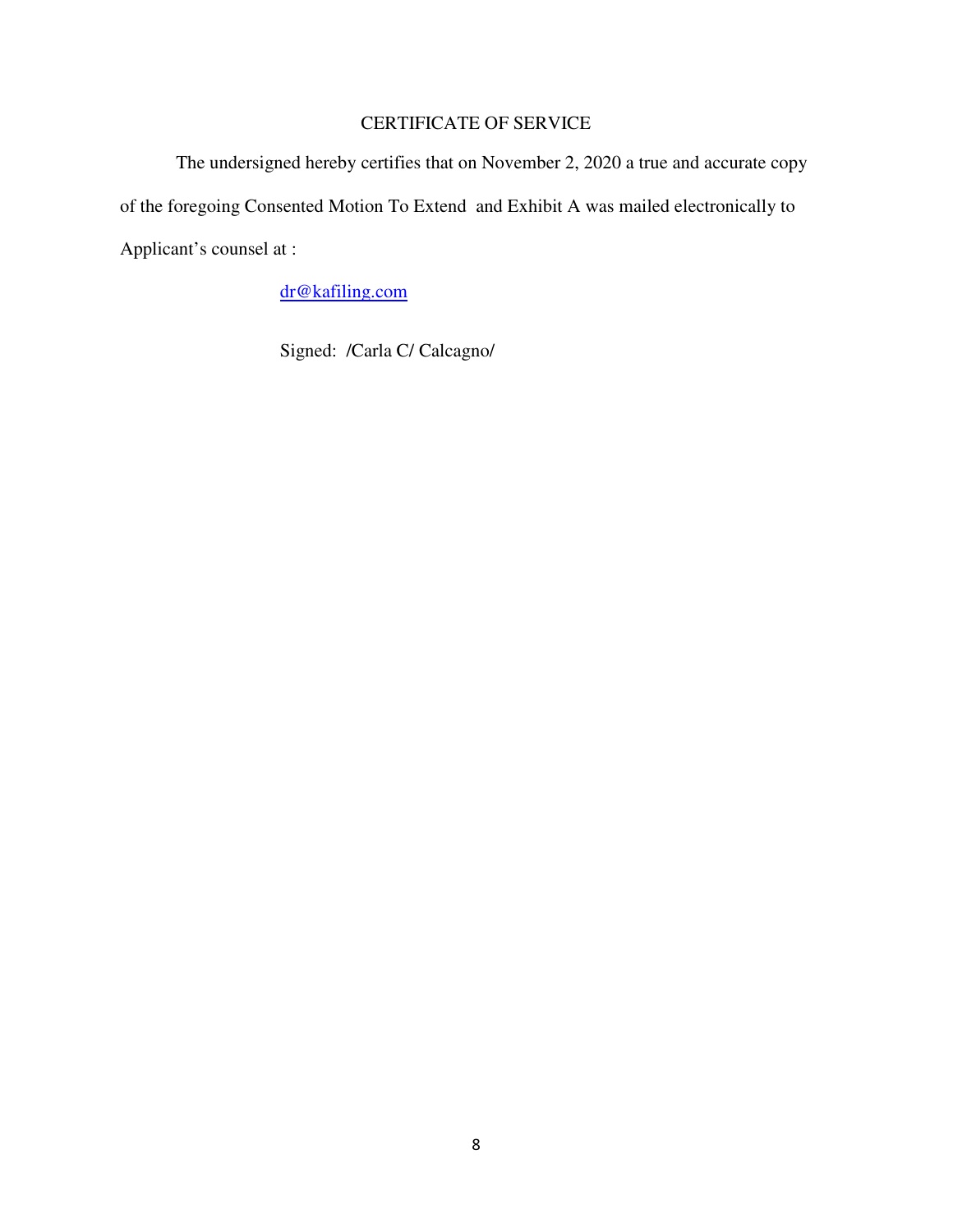# CERTIFICATE OF SERVICE

The undersigned hereby certifies that on November 2, 2020 a true and accurate copy of the foregoing Consented Motion To Extend and Exhibit A was mailed electronically to Applicant's counsel at :

dr@kafiling.com

Signed: /Carla C/ Calcagno/